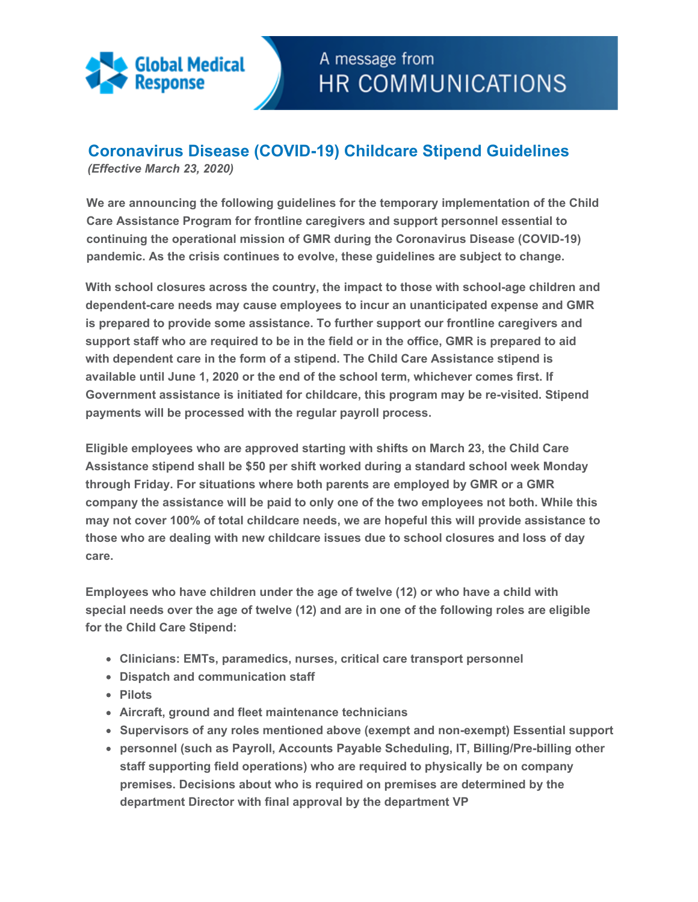Global Medical Response

A message from HR COMMUNICATIONS

## Coronavirus Disease (COVID-19) Childcare Stipend Guidelines

*(Effective March 23, 2020)*

**We are announcing the following guidelines for the temporary implementation of the Child Care Assistance Program for frontline caregivers and support personnel essential to continuing the operational mission of GMR during the Coronavirus Disease (COVID-19) pandemic. As the crisis continues to evolve, these guidelines are subject to change.**

**With school closures across the country, the impact to those with school-age children and dependent-care needs may cause employees to incur an unanticipated expense and GMR is prepared to provide some assistance. To further support our frontline caregivers and support staff who are required to be in the field or in the office, GMR is prepared to aid with dependent care in the form of a stipend. The Child Care Assistance stipend is available until June 1, 2020 or the end of the school term, whichever comes first. If Government assistance is initiated for childcare, this program may be re-visited. Stipend payments will be processed with the regular payroll process.**

**Eligible employees who are approved starting with shifts on March 23, the Child Care Assistance stipend shall be $50 per shift worked during a standard school week Monday through Friday. For situations where both parents are employed by GMR or a GMR company the assistance will be paid to only one of the two employees not both. While this may not cover 100% of total childcare needs, we are hopeful this will provide assistance to those who are dealing with new childcare issues due to school closures and loss of day care.**

**Employees who have children under the age of twelve (12) or who have a child with special needs over the age of twelve (12) and are in one of the following roles are eligible for the Child Care Stipend:**

- **Clinicians: EMTs, paramedics, nurses, critical care transport personnel**
- **Dispatch and communication staff**
- **Pilots**
- **Aircraft, ground and fleet maintenance technicians**
- **Supervisors of any roles mentioned above (exempt and non-exempt) Essential support**
- **personnel (such as Payroll, Accounts Payable Scheduling, IT, Billing/Pre-billing other staff supporting field operations) who are required to physically be on company premises. Decisions about who is required on premises are determined by the department Director with final approval by the department VP**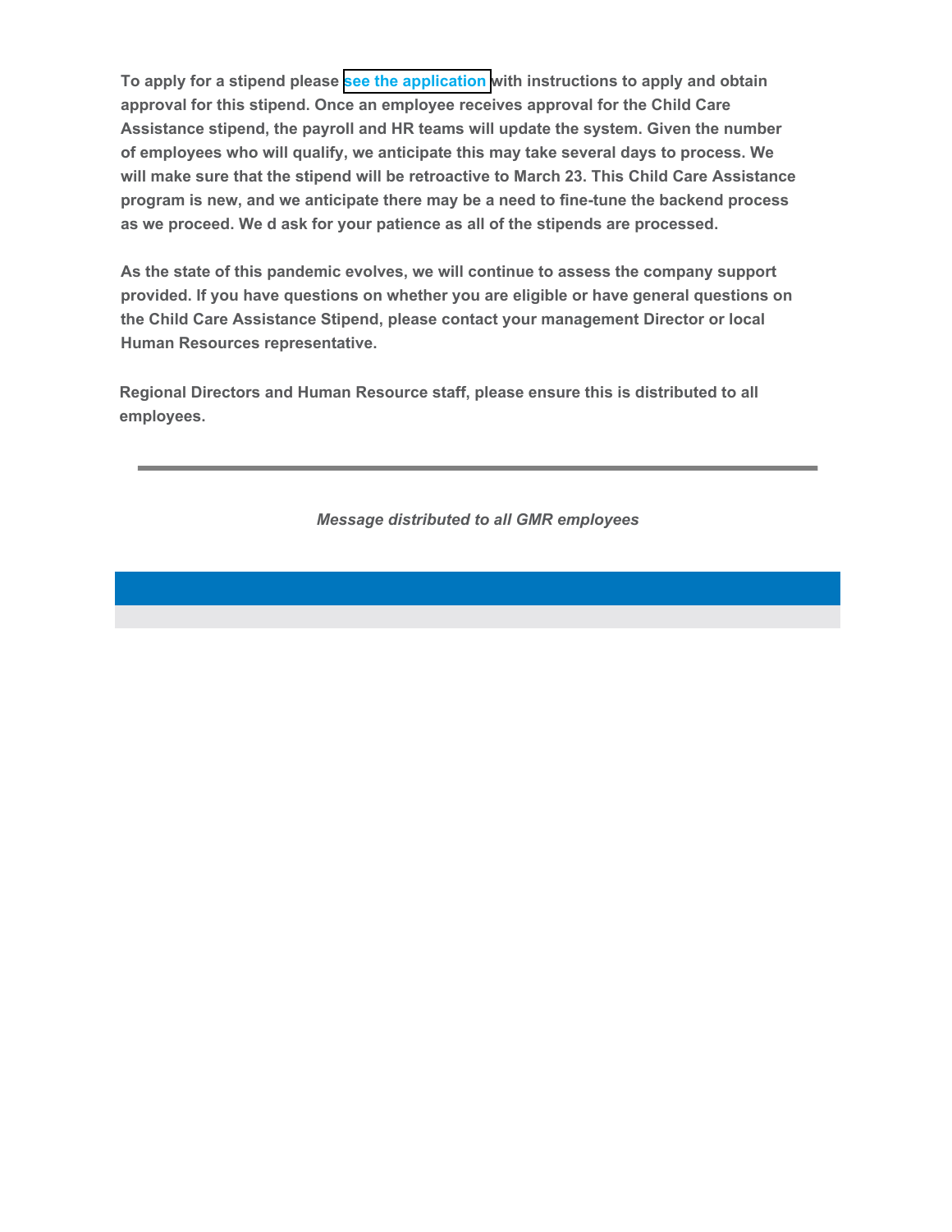**To apply for a stipend please see the application with instructions to apply and obtain approval for this stipend. Once an employee receives approval for the Child Care Assistance stipend, the payroll and HR teams will update the system. Given the number of employees who will qualify, we anticipate this may take several days to process. We will make sure that the stipend will be retroactive to March 23. This Child Care Assistance program is new, and we anticipate there may be a need to fine-tune the backend process as we proceed. We d ask for your patience as all of the stipends are processed.**

**As the state of this pandemic evolves, we will continue to assess the company support provided. If you have questions on whether you are eligible or have general questions on the Child Care Assistance Stipend, please contact your management Director or local Human Resources representative.**

**Regional Directors and Human Resource staff, please ensure this is distributed to all employees.**

---

***Message distributed to all GMR employees***